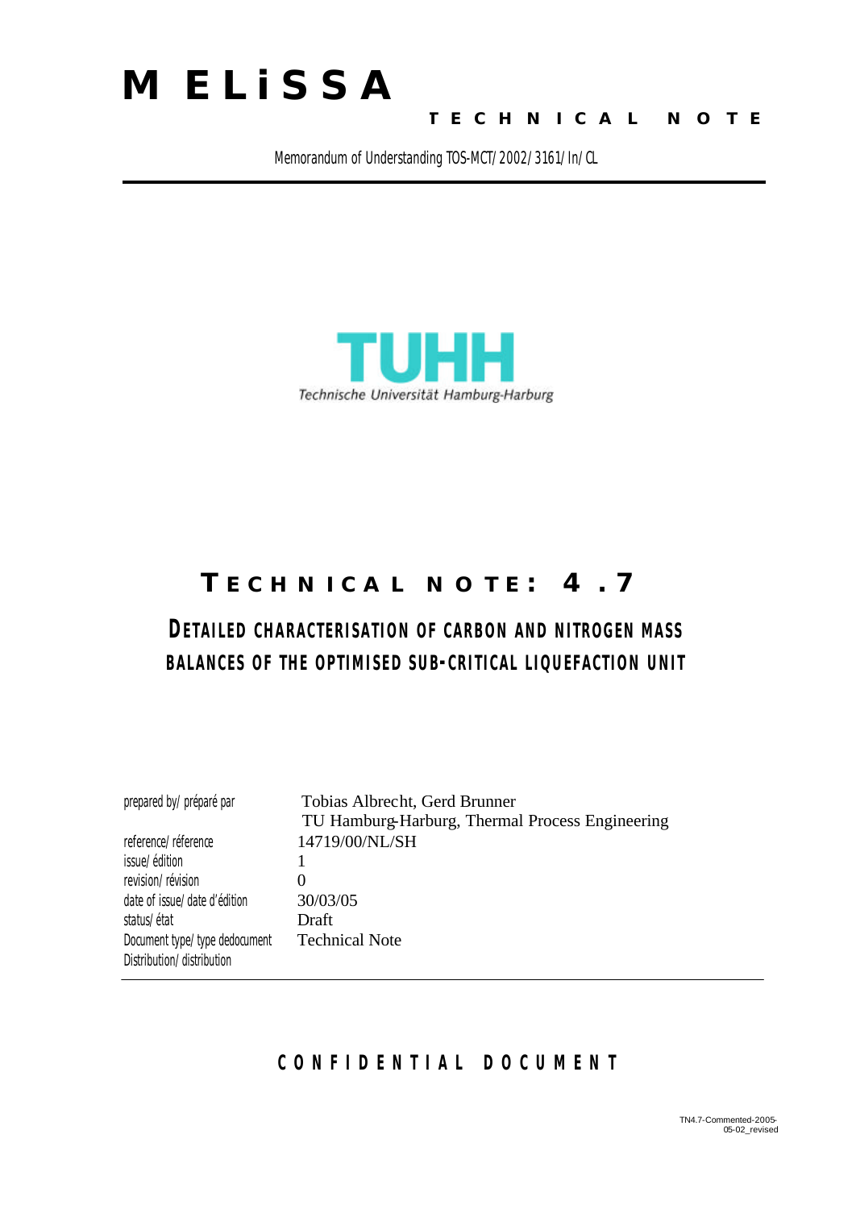# MELiSSA

**TECHNICAL NOTE**

Memorandum of Understanding TOS-MCT/2002/3161/In/CL

TUHH
Technische Universität Hamburg-Harburg

## TECHNICAL NOTE: 4.7

### DETAILED CHARACTERISATION OF CARBON AND NITROGEN MASS BALANCES OF THE OPTIMISED SUB-CRITICAL LIQUEFACTION UNIT

| | |
|---|---|
| prepared by/ préparé par | Tobias Albrecht, Gerd Brunner<br>TU Hamburg-Harburg, Thermal Process Engineering |
| reference/ réference | 14719/00/NL/SH |
| issue/ édition | 1 |
| revision/ révision | 0 |
| date of issue/ date d'édition | 30/03/05 |
| status/ état | Draft |
| Document type/ type dedocument | Technical Note |
| Distribution/ distribution | |

**CONFIDENTIAL DOCUMENT**

TN4.7-Commented-2005-05-02_revised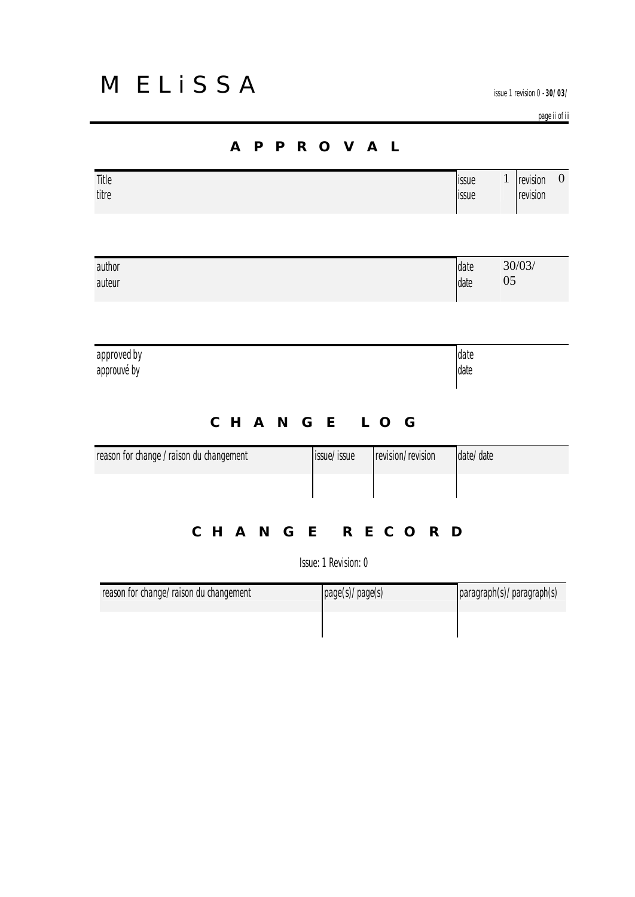# M E L i S S A

## A P P R O V A L

| Title<br>titre | issue<br>issue | 1 | revision<br>revision | 0 |
|---|---|---|---|---|

| author<br>auteur | date<br>date | 30/03/<br>05 |
|---|---|---|

| approved by<br>approuvé by | date<br>date |
|---|---|

## C H A N G E   L O G

| reason for change / raison du changement | issue/ issue | revision/ revision | date/ date |
|---|---|---|---|
| | | | |

## C H A N G E   R E C O R D

Issue: 1 Revision: 0

| reason for change/ raison du changement | page(s)/ page(s) | paragraph(s)/ paragraph(s) |
|---|---|---|
| | | |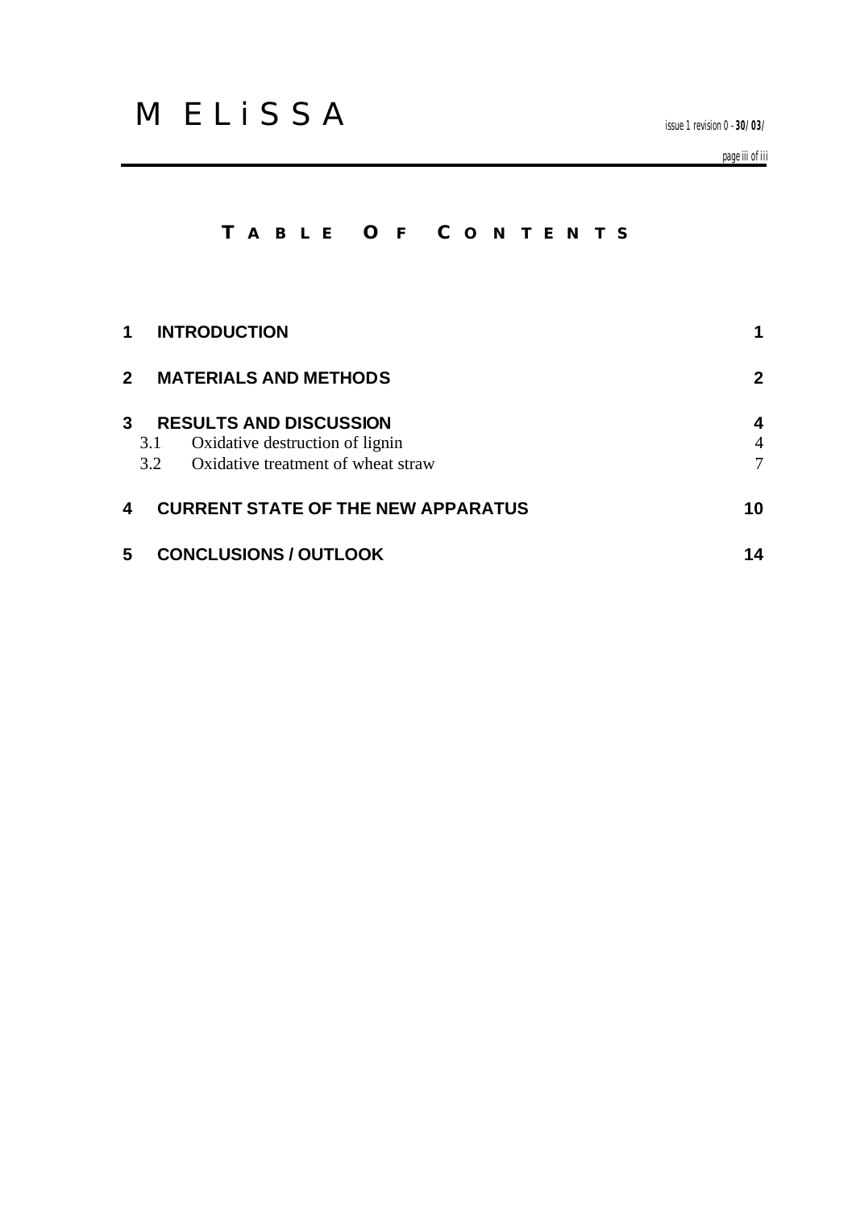# TABLE OF CONTENTS

| | | |
|---|---|---|
| **1** | **INTRODUCTION** | **1** |
| **2** | **MATERIALS AND METHODS** | **2** |
| **3** | **RESULTS AND DISCUSSION** | **4** |
| 3.1 | Oxidative destruction of lignin | 4 |
| 3.2 | Oxidative treatment of wheat straw | 7 |
| **4** | **CURRENT STATE OF THE NEW APPARATUS** | **10** |
| **5** | **CONCLUSIONS / OUTLOOK** | **14** |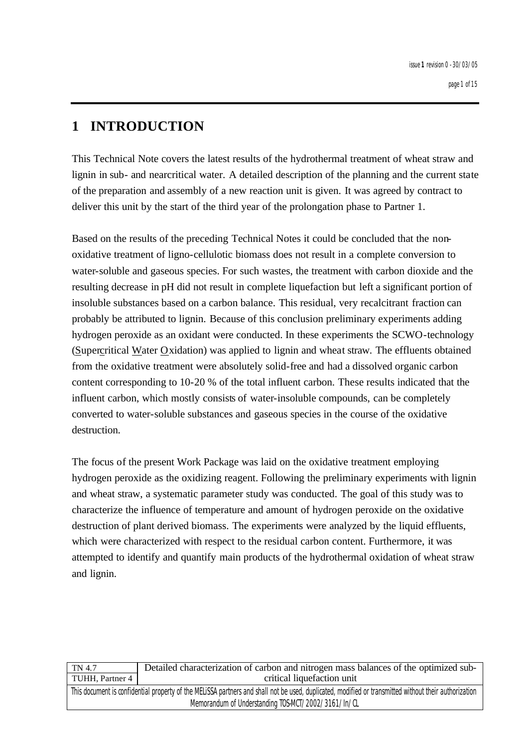# 1 INTRODUCTION

This Technical Note covers the latest results of the hydrothermal treatment of wheat straw and lignin in sub- and nearcritical water. A detailed description of the planning and the current state of the preparation and assembly of a new reaction unit is given. It was agreed by contract to deliver this unit by the start of the third year of the prolongation phase to Partner 1.

Based on the results of the preceding Technical Notes it could be concluded that the non-oxidative treatment of ligno-cellulotic biomass does not result in a complete conversion to water-soluble and gaseous species. For such wastes, the treatment with carbon dioxide and the resulting decrease in pH did not result in complete liquefaction but left a significant portion of insoluble substances based on a carbon balance. This residual, very recalcitrant fraction can probably be attributed to lignin. Because of this conclusion preliminary experiments adding hydrogen peroxide as an oxidant were conducted. In these experiments the SCWO-technology (Supercritical Water Oxidation) was applied to lignin and wheat straw. The effluents obtained from the oxidative treatment were absolutely solid-free and had a dissolved organic carbon content corresponding to 10-20 % of the total influent carbon. These results indicated that the influent carbon, which mostly consists of water-insoluble compounds, can be completely converted to water-soluble substances and gaseous species in the course of the oxidative destruction.

The focus of the present Work Package was laid on the oxidative treatment employing hydrogen peroxide as the oxidizing reagent. Following the preliminary experiments with lignin and wheat straw, a systematic parameter study was conducted. The goal of this study was to characterize the influence of temperature and amount of hydrogen peroxide on the oxidative destruction of plant derived biomass. The experiments were analyzed by the liquid effluents, which were characterized with respect to the residual carbon content. Furthermore, it was attempted to identify and quantify main products of the hydrothermal oxidation of wheat straw and lignin.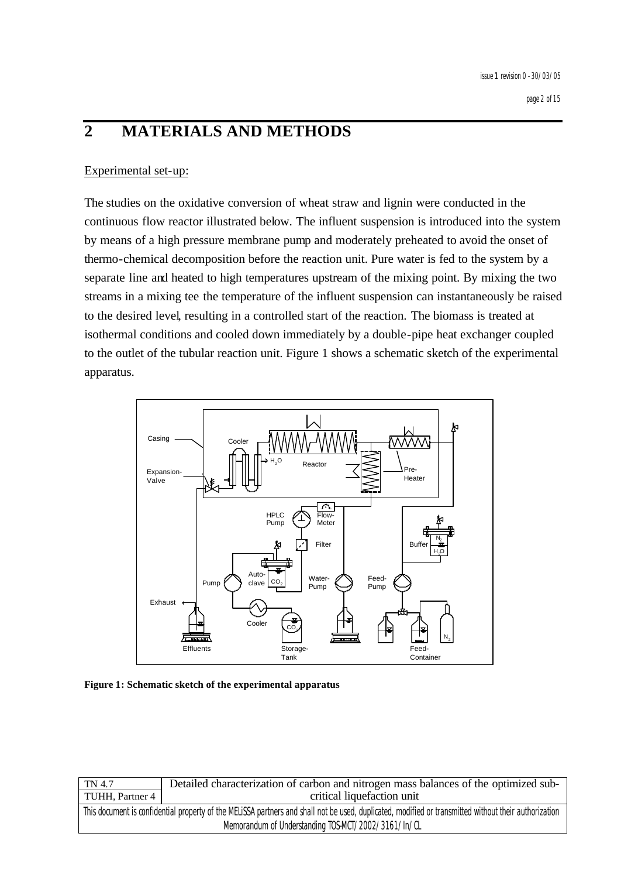# 2 MATERIALS AND METHODS

Experimental set-up:

The studies on the oxidative conversion of wheat straw and lignin were conducted in the continuous flow reactor illustrated below. The influent suspension is introduced into the system by means of a high pressure membrane pump and moderately preheated to avoid the onset of thermo-chemical decomposition before the reaction unit. Pure water is fed to the system by a separate line and heated to high temperatures upstream of the mixing point. By mixing the two streams in a mixing tee the temperature of the influent suspension can instantaneously be raised to the desired level, resulting in a controlled start of the reaction. The biomass is treated at isothermal conditions and cooled down immediately by a double-pipe heat exchanger coupled to the outlet of the tubular reaction unit. Figure 1 shows a schematic sketch of the experimental apparatus.

**Figure 1: Schematic sketch of the experimental apparatus**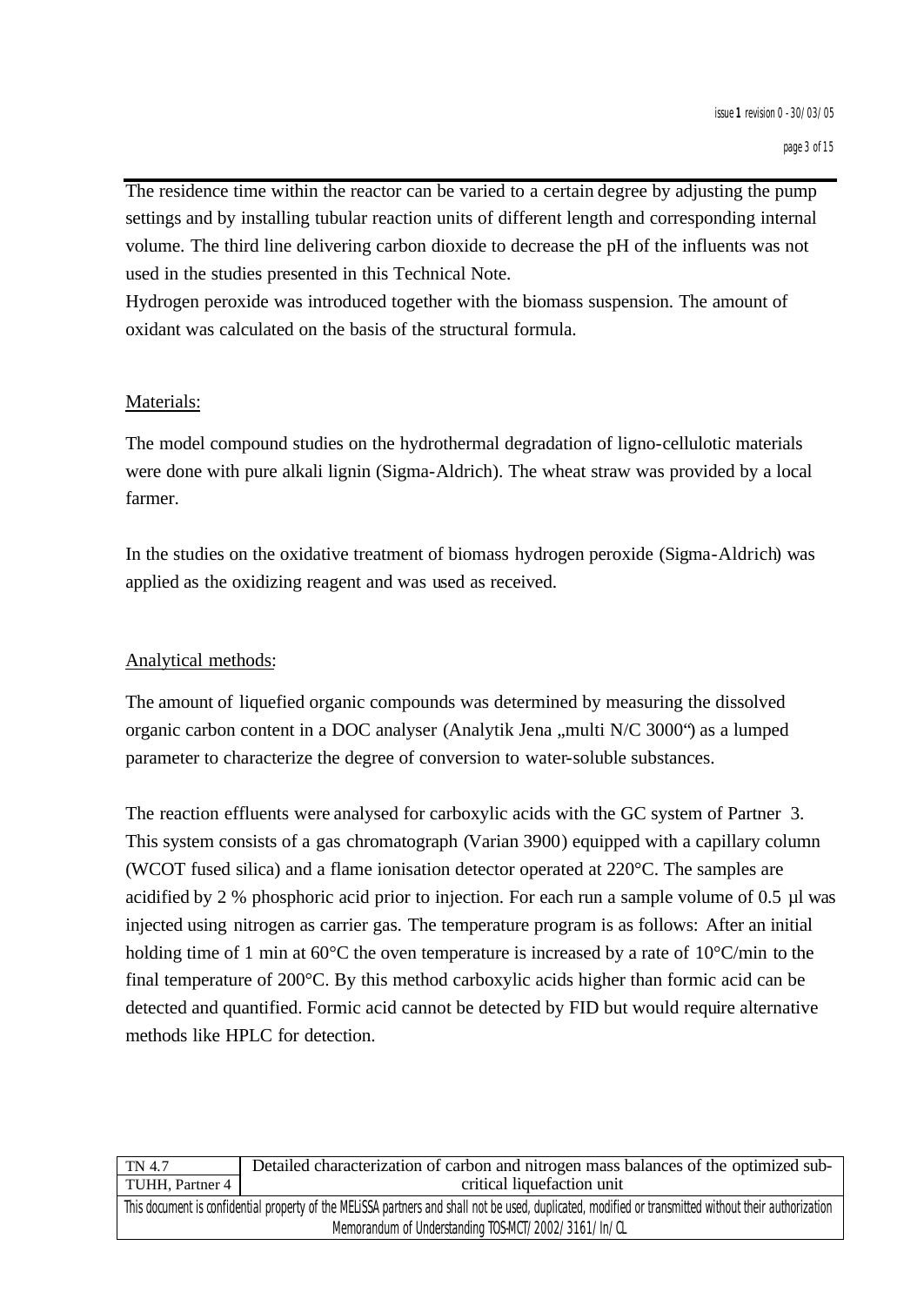The residence time within the reactor can be varied to a certain degree by adjusting the pump settings and by installing tubular reaction units of different length and corresponding internal volume. The third line delivering carbon dioxide to decrease the pH of the influents was not used in the studies presented in this Technical Note.
Hydrogen peroxide was introduced together with the biomass suspension. The amount of oxidant was calculated on the basis of the structural formula.

Materials:

The model compound studies on the hydrothermal degradation of ligno-cellulotic materials were done with pure alkali lignin (Sigma-Aldrich). The wheat straw was provided by a local farmer.

In the studies on the oxidative treatment of biomass hydrogen peroxide (Sigma-Aldrich) was applied as the oxidizing reagent and was used as received.

Analytical methods:

The amount of liquefied organic compounds was determined by measuring the dissolved organic carbon content in a DOC analyser (Analytik Jena „multi N/C 3000") as a lumped parameter to characterize the degree of conversion to water-soluble substances.

The reaction effluents were analysed for carboxylic acids with the GC system of Partner 3. This system consists of a gas chromatograph (Varian 3900) equipped with a capillary column (WCOT fused silica) and a flame ionisation detector operated at 220°C. The samples are acidified by 2 % phosphoric acid prior to injection. For each run a sample volume of 0.5 µl was injected using nitrogen as carrier gas. The temperature program is as follows: After an initial holding time of 1 min at 60°C the oven temperature is increased by a rate of 10°C/min to the final temperature of 200°C. By this method carboxylic acids higher than formic acid can be detected and quantified. Formic acid cannot be detected by FID but would require alternative methods like HPLC for detection.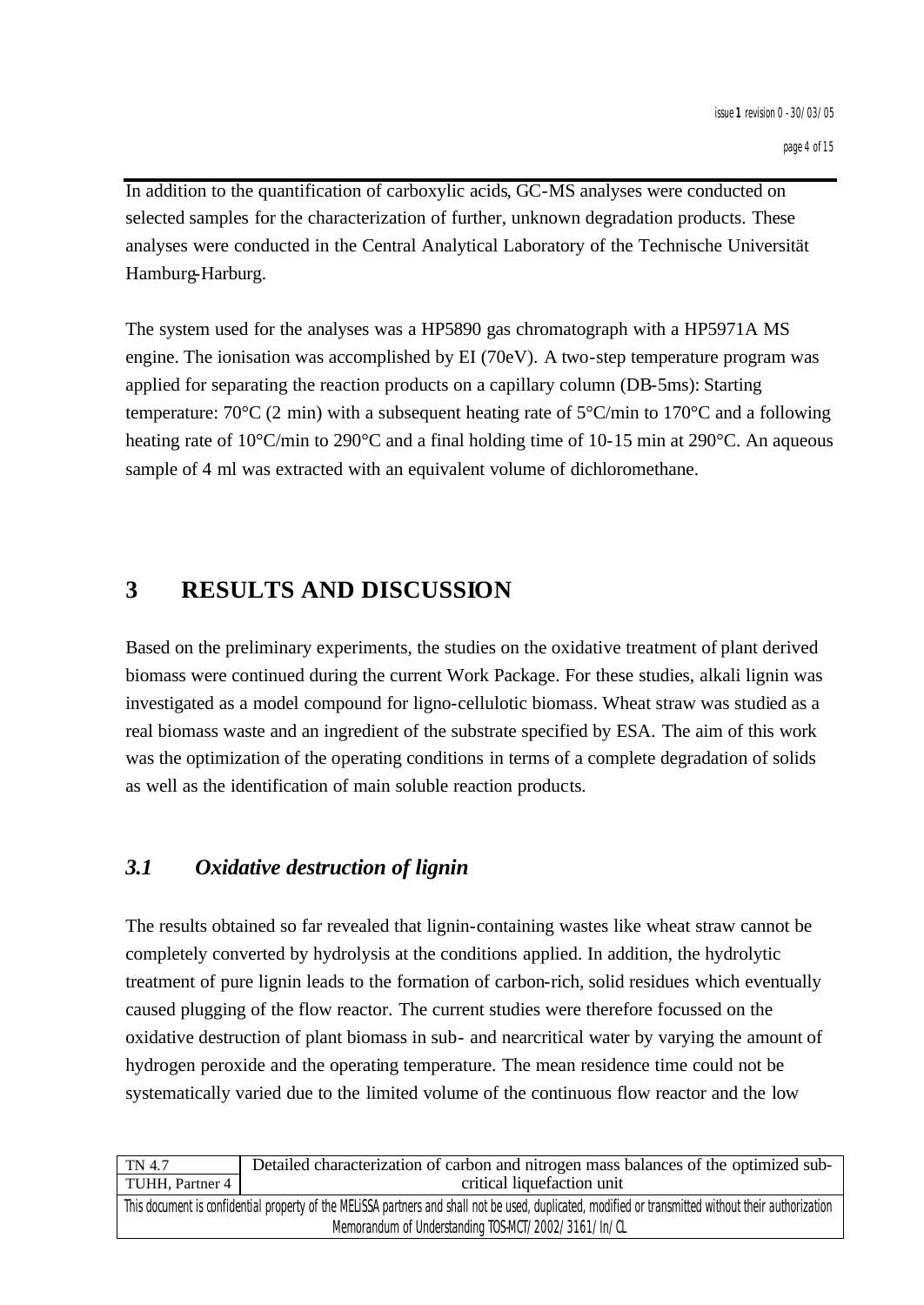In addition to the quantification of carboxylic acids, GC-MS analyses were conducted on selected samples for the characterization of further, unknown degradation products. These analyses were conducted in the Central Analytical Laboratory of the Technische Universität Hamburg-Harburg.

The system used for the analyses was a HP5890 gas chromatograph with a HP5971A MS engine. The ionisation was accomplished by EI (70eV). A two-step temperature program was applied for separating the reaction products on a capillary column (DB-5ms): Starting temperature: 70°C (2 min) with a subsequent heating rate of 5°C/min to 170°C and a following heating rate of 10°C/min to 290°C and a final holding time of 10-15 min at 290°C. An aqueous sample of 4 ml was extracted with an equivalent volume of dichloromethane.

# 3 RESULTS AND DISCUSSION

Based on the preliminary experiments, the studies on the oxidative treatment of plant derived biomass were continued during the current Work Package. For these studies, alkali lignin was investigated as a model compound for ligno-cellulotic biomass. Wheat straw was studied as a real biomass waste and an ingredient of the substrate specified by ESA. The aim of this work was the optimization of the operating conditions in terms of a complete degradation of solids as well as the identification of main soluble reaction products.

## *3.1 Oxidative destruction of lignin*

The results obtained so far revealed that lignin-containing wastes like wheat straw cannot be completely converted by hydrolysis at the conditions applied. In addition, the hydrolytic treatment of pure lignin leads to the formation of carbon-rich, solid residues which eventually caused plugging of the flow reactor. The current studies were therefore focussed on the oxidative destruction of plant biomass in sub- and nearcritical water by varying the amount of hydrogen peroxide and the operating temperature. The mean residence time could not be systematically varied due to the limited volume of the continuous flow reactor and the low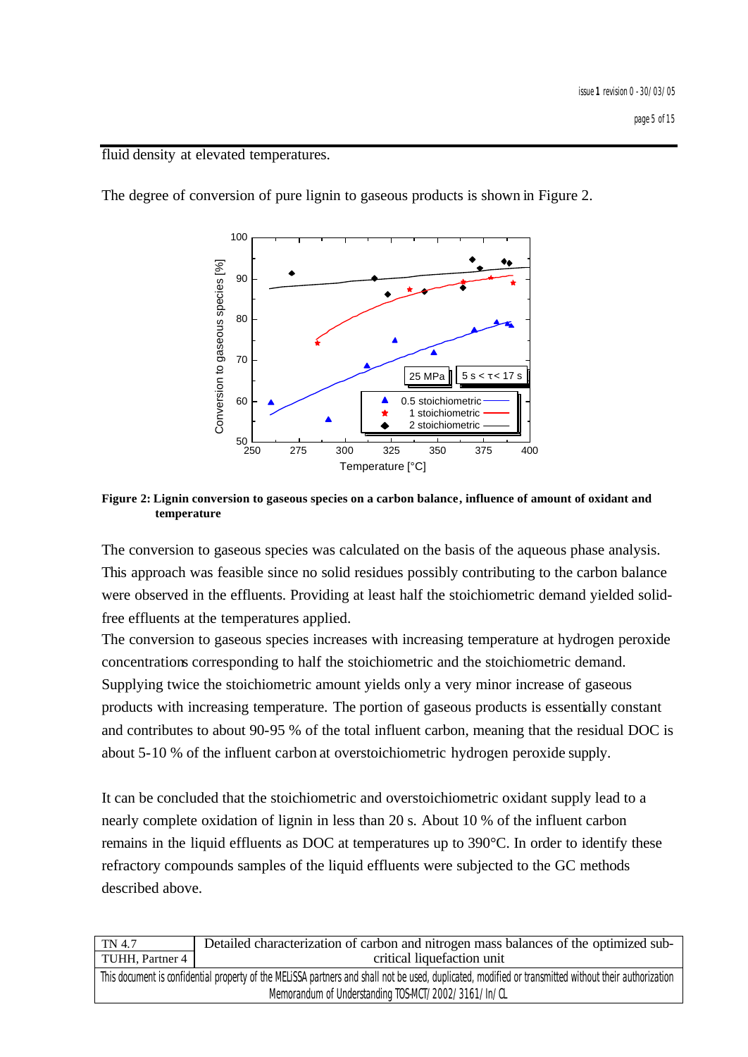fluid density at elevated temperatures.

The degree of conversion of pure lignin to gaseous products is shown in Figure 2.

**Figure 2: Lignin conversion to gaseous species on a carbon balance, influence of amount of oxidant and temperature**

The conversion to gaseous species was calculated on the basis of the aqueous phase analysis. This approach was feasible since no solid residues possibly contributing to the carbon balance were observed in the effluents. Providing at least half the stoichiometric demand yielded solid-free effluents at the temperatures applied.

The conversion to gaseous species increases with increasing temperature at hydrogen peroxide concentrations corresponding to half the stoichiometric and the stoichiometric demand. Supplying twice the stoichiometric amount yields only a very minor increase of gaseous products with increasing temperature. The portion of gaseous products is essentially constant and contributes to about 90-95 % of the total influent carbon, meaning that the residual DOC is about 5-10 % of the influent carbon at overstoichiometric hydrogen peroxide supply.

It can be concluded that the stoichiometric and overstoichiometric oxidant supply lead to a nearly complete oxidation of lignin in less than 20 s. About 10 % of the influent carbon remains in the liquid effluents as DOC at temperatures up to 390°C. In order to identify these refractory compounds samples of the liquid effluents were subjected to the GC methods described above.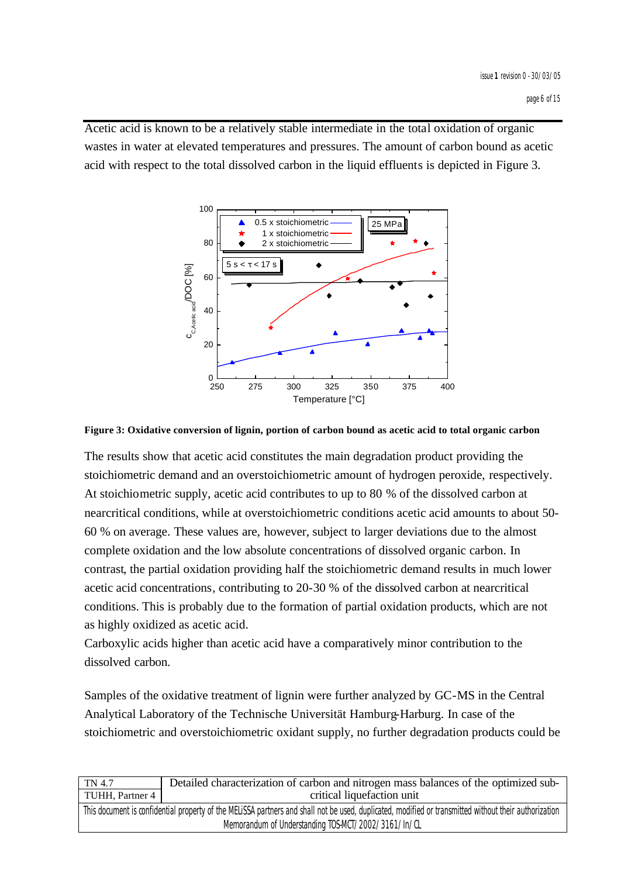Acetic acid is known to be a relatively stable intermediate in the total oxidation of organic wastes in water at elevated temperatures and pressures. The amount of carbon bound as acetic acid with respect to the total dissolved carbon in the liquid effluents is depicted in Figure 3.

**Figure 3: Oxidative conversion of lignin, portion of carbon bound as acetic acid to total organic carbon**

The results show that acetic acid constitutes the main degradation product providing the stoichiometric demand and an overstoichiometric amount of hydrogen peroxide, respectively. At stoichiometric supply, acetic acid contributes to up to 80 % of the dissolved carbon at nearcritical conditions, while at overstoichiometric conditions acetic acid amounts to about 50-60 % on average. These values are, however, subject to larger deviations due to the almost complete oxidation and the low absolute concentrations of dissolved organic carbon. In contrast, the partial oxidation providing half the stoichiometric demand results in much lower acetic acid concentrations, contributing to 20-30 % of the dissolved carbon at nearcritical conditions. This is probably due to the formation of partial oxidation products, which are not as highly oxidized as acetic acid.

Carboxylic acids higher than acetic acid have a comparatively minor contribution to the dissolved carbon.

Samples of the oxidative treatment of lignin were further analyzed by GC-MS in the Central Analytical Laboratory of the Technische Universität Hamburg-Harburg. In case of the stoichiometric and overstoichiometric oxidant supply, no further degradation products could be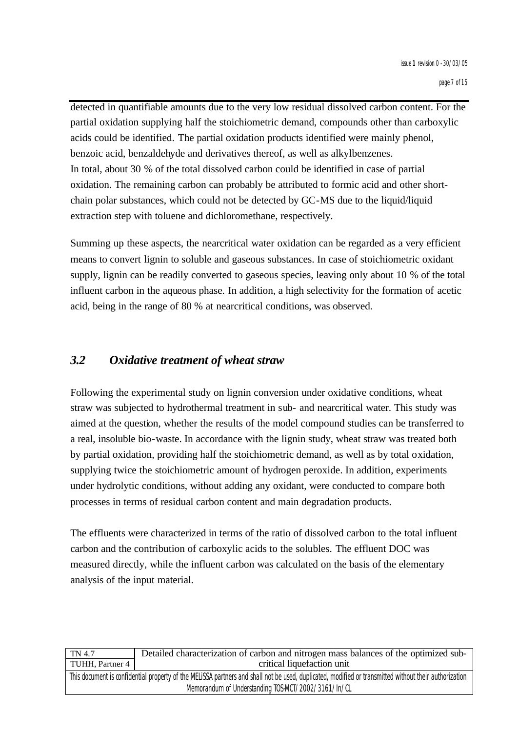detected in quantifiable amounts due to the very low residual dissolved carbon content. For the partial oxidation supplying half the stoichiometric demand, compounds other than carboxylic acids could be identified. The partial oxidation products identified were mainly phenol, benzoic acid, benzaldehyde and derivatives thereof, as well as alkylbenzenes.
In total, about 30 % of the total dissolved carbon could be identified in case of partial oxidation. The remaining carbon can probably be attributed to formic acid and other short-chain polar substances, which could not be detected by GC-MS due to the liquid/liquid extraction step with toluene and dichloromethane, respectively.

Summing up these aspects, the nearcritical water oxidation can be regarded as a very efficient means to convert lignin to soluble and gaseous substances. In case of stoichiometric oxidant supply, lignin can be readily converted to gaseous species, leaving only about 10 % of the total influent carbon in the aqueous phase. In addition, a high selectivity for the formation of acetic acid, being in the range of 80 % at nearcritical conditions, was observed.

## *3.2 Oxidative treatment of wheat straw*

Following the experimental study on lignin conversion under oxidative conditions, wheat straw was subjected to hydrothermal treatment in sub- and nearcritical water. This study was aimed at the question, whether the results of the model compound studies can be transferred to a real, insoluble bio-waste. In accordance with the lignin study, wheat straw was treated both by partial oxidation, providing half the stoichiometric demand, as well as by total oxidation, supplying twice the stoichiometric amount of hydrogen peroxide. In addition, experiments under hydrolytic conditions, without adding any oxidant, were conducted to compare both processes in terms of residual carbon content and main degradation products.

The effluents were characterized in terms of the ratio of dissolved carbon to the total influent carbon and the contribution of carboxylic acids to the solubles. The effluent DOC was measured directly, while the influent carbon was calculated on the basis of the elementary analysis of the input material.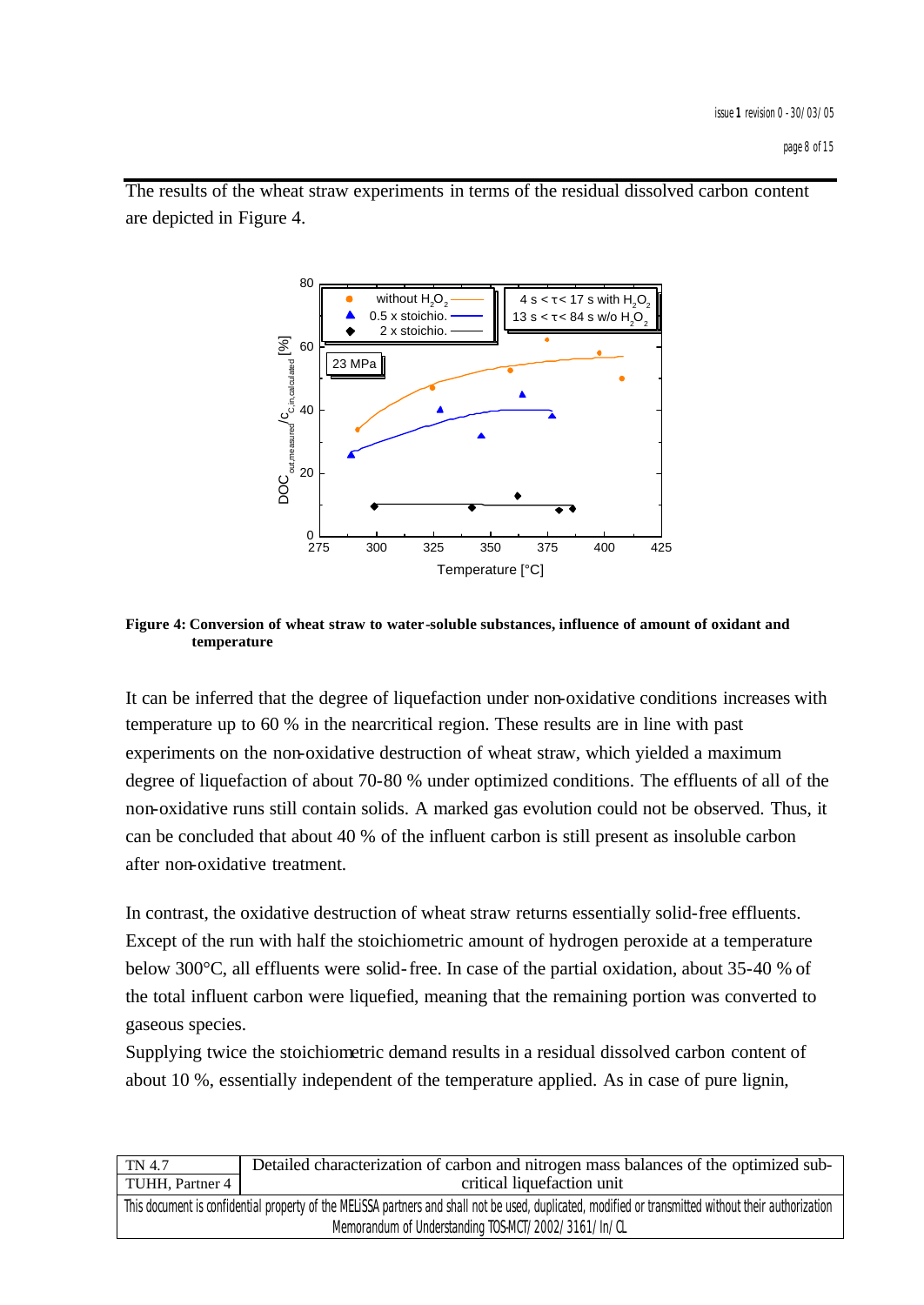The results of the wheat straw experiments in terms of the residual dissolved carbon content are depicted in Figure 4.

**Figure 4: Conversion of wheat straw to water-soluble substances, influence of amount of oxidant and temperature**

It can be inferred that the degree of liquefaction under non-oxidative conditions increases with temperature up to 60 % in the nearcritical region. These results are in line with past experiments on the non-oxidative destruction of wheat straw, which yielded a maximum degree of liquefaction of about 70-80 % under optimized conditions. The effluents of all of the non-oxidative runs still contain solids. A marked gas evolution could not be observed. Thus, it can be concluded that about 40 % of the influent carbon is still present as insoluble carbon after non-oxidative treatment.

In contrast, the oxidative destruction of wheat straw returns essentially solid-free effluents. Except of the run with half the stoichiometric amount of hydrogen peroxide at a temperature below 300°C, all effluents were solid-free. In case of the partial oxidation, about 35-40 % of the total influent carbon were liquefied, meaning that the remaining portion was converted to gaseous species.

Supplying twice the stoichiometric demand results in a residual dissolved carbon content of about 10 %, essentially independent of the temperature applied. As in case of pure lignin,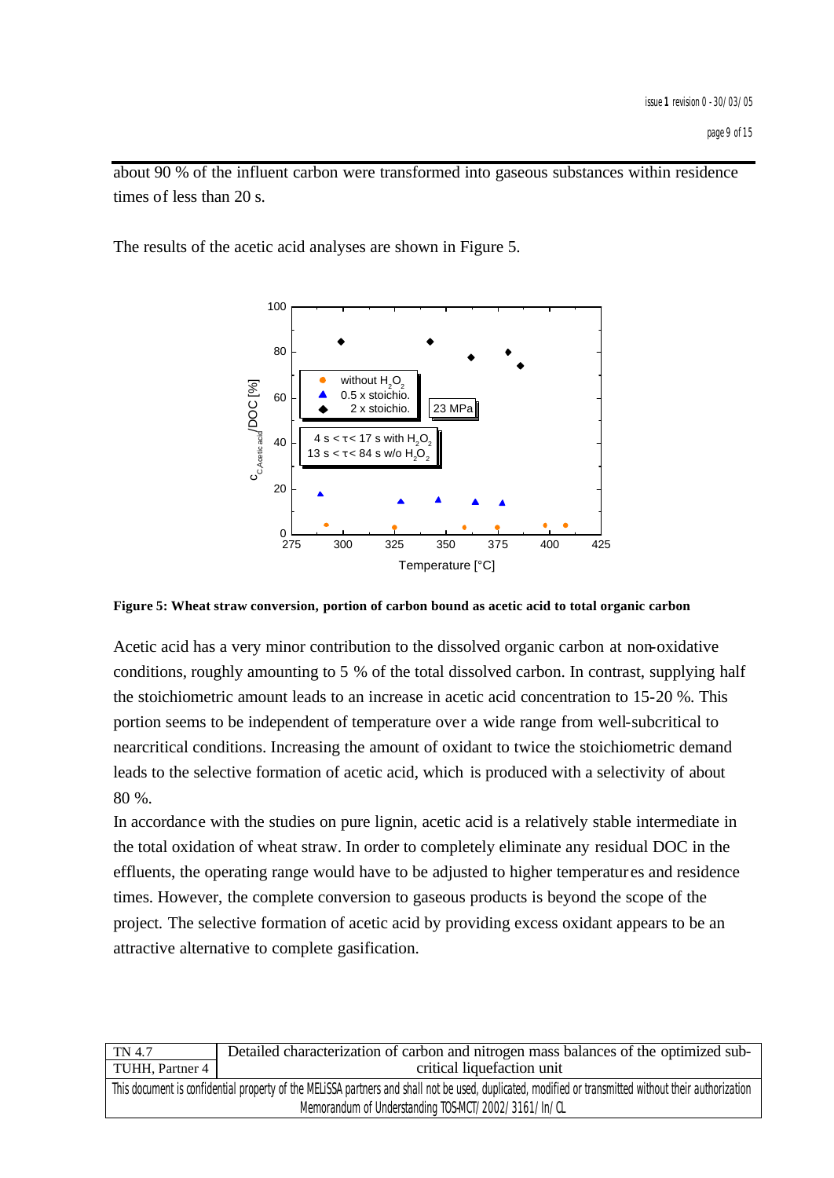about 90 % of the influent carbon were transformed into gaseous substances within residence times of less than 20 s.

The results of the acetic acid analyses are shown in Figure 5.

**Figure 5: Wheat straw conversion, portion of carbon bound as acetic acid to total organic carbon**

Acetic acid has a very minor contribution to the dissolved organic carbon at non-oxidative conditions, roughly amounting to 5 % of the total dissolved carbon. In contrast, supplying half the stoichiometric amount leads to an increase in acetic acid concentration to 15-20 %. This portion seems to be independent of temperature over a wide range from well-subcritical to nearcritical conditions. Increasing the amount of oxidant to twice the stoichiometric demand leads to the selective formation of acetic acid, which is produced with a selectivity of about 80 %.

In accordance with the studies on pure lignin, acetic acid is a relatively stable intermediate in the total oxidation of wheat straw. In order to completely eliminate any residual DOC in the effluents, the operating range would have to be adjusted to higher temperatures and residence times. However, the complete conversion to gaseous products is beyond the scope of the project. The selective formation of acetic acid by providing excess oxidant appears to be an attractive alternative to complete gasification.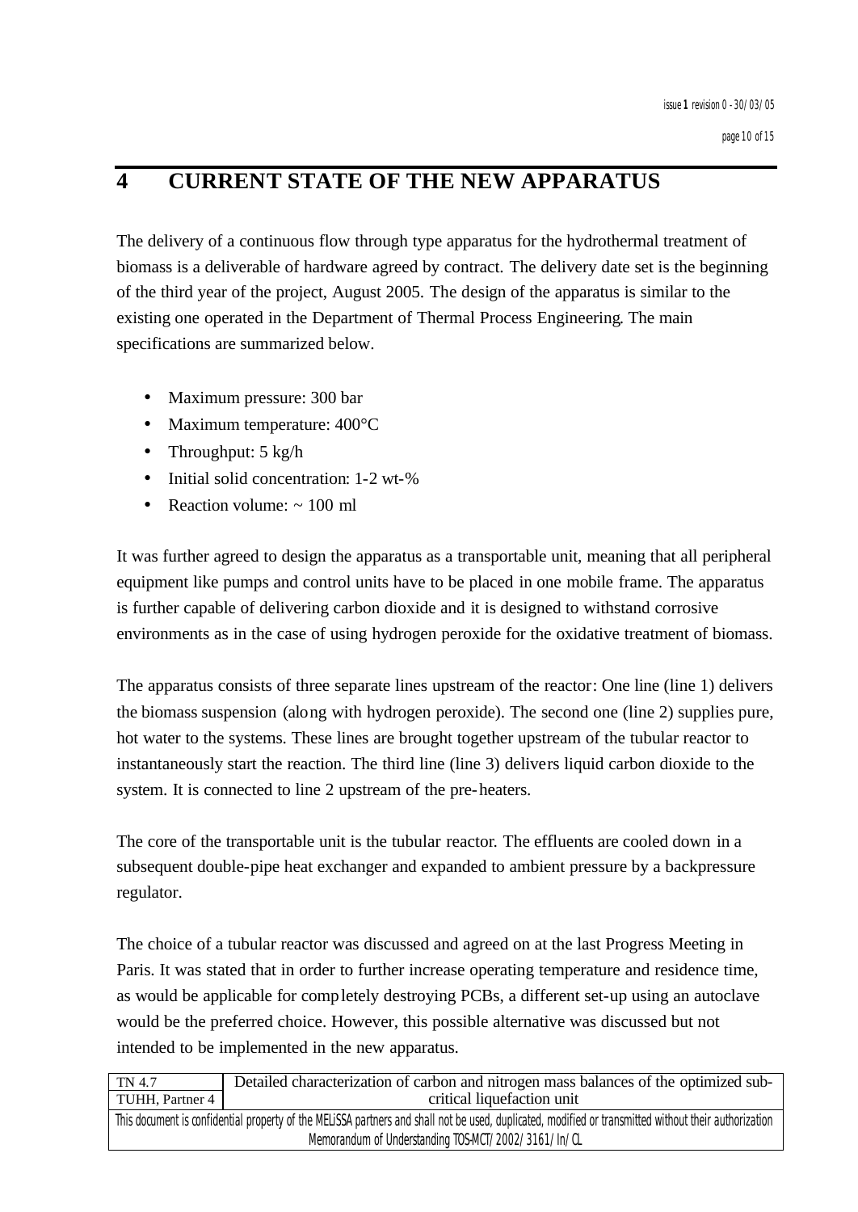# 4 CURRENT STATE OF THE NEW APPARATUS

The delivery of a continuous flow through type apparatus for the hydrothermal treatment of biomass is a deliverable of hardware agreed by contract. The delivery date set is the beginning of the third year of the project, August 2005. The design of the apparatus is similar to the existing one operated in the Department of Thermal Process Engineering. The main specifications are summarized below.

- Maximum pressure: 300 bar
- Maximum temperature: 400°C
- Throughput: 5 kg/h
- Initial solid concentration: 1-2 wt-%
- Reaction volume: ~ 100 ml

It was further agreed to design the apparatus as a transportable unit, meaning that all peripheral equipment like pumps and control units have to be placed in one mobile frame. The apparatus is further capable of delivering carbon dioxide and it is designed to withstand corrosive environments as in the case of using hydrogen peroxide for the oxidative treatment of biomass.

The apparatus consists of three separate lines upstream of the reactor: One line (line 1) delivers the biomass suspension (along with hydrogen peroxide). The second one (line 2) supplies pure, hot water to the systems. These lines are brought together upstream of the tubular reactor to instantaneously start the reaction. The third line (line 3) delivers liquid carbon dioxide to the system. It is connected to line 2 upstream of the pre-heaters.

The core of the transportable unit is the tubular reactor. The effluents are cooled down in a subsequent double-pipe heat exchanger and expanded to ambient pressure by a backpressure regulator.

The choice of a tubular reactor was discussed and agreed on at the last Progress Meeting in Paris. It was stated that in order to further increase operating temperature and residence time, as would be applicable for completely destroying PCBs, a different set-up using an autoclave would be the preferred choice. However, this possible alternative was discussed but not intended to be implemented in the new apparatus.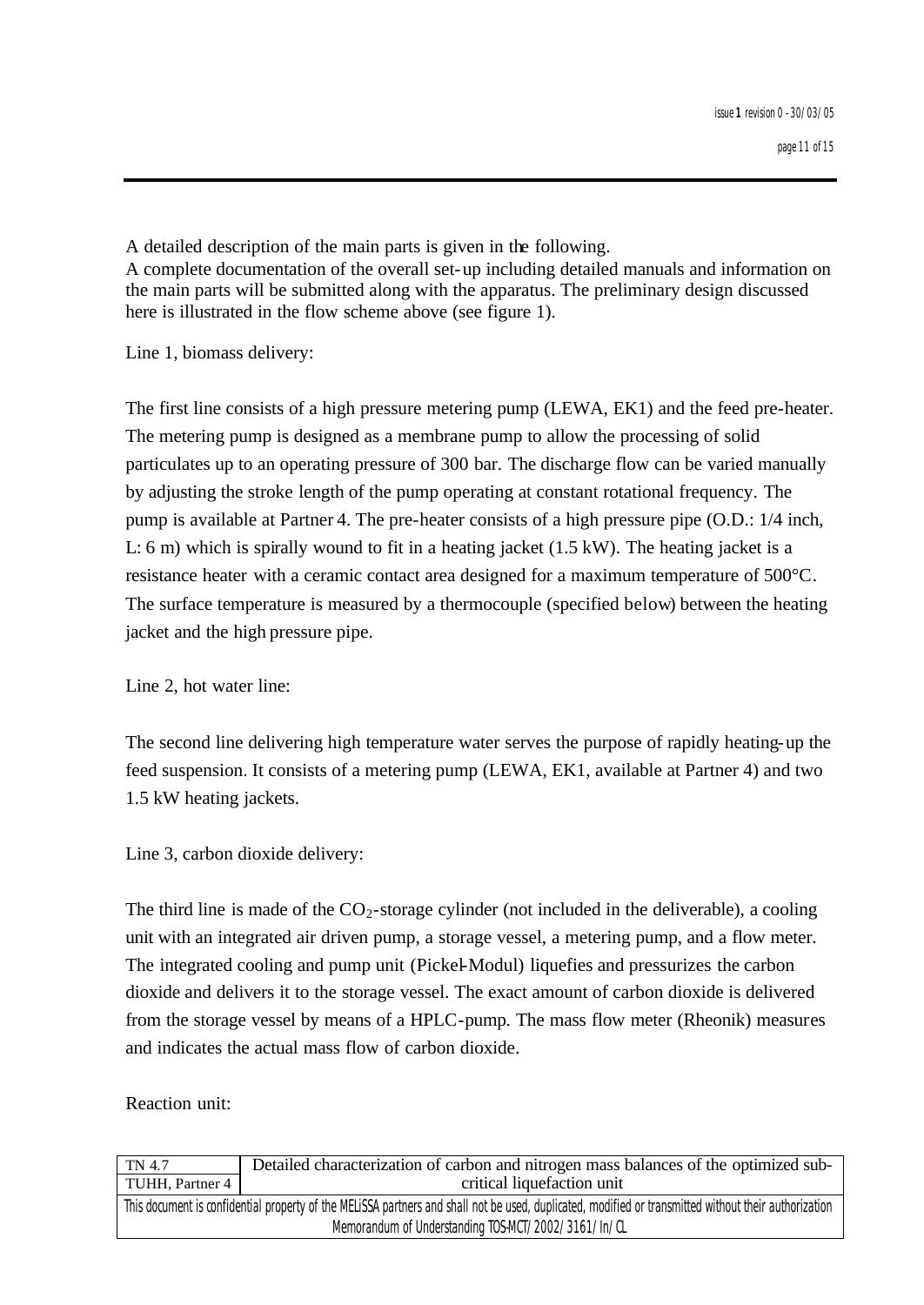A detailed description of the main parts is given in the following.
A complete documentation of the overall set-up including detailed manuals and information on the main parts will be submitted along with the apparatus. The preliminary design discussed here is illustrated in the flow scheme above (see figure 1).

Line 1, biomass delivery:

The first line consists of a high pressure metering pump (LEWA, EK1) and the feed pre-heater. The metering pump is designed as a membrane pump to allow the processing of solid particulates up to an operating pressure of 300 bar. The discharge flow can be varied manually by adjusting the stroke length of the pump operating at constant rotational frequency. The pump is available at Partner 4. The pre-heater consists of a high pressure pipe (O.D.: 1/4 inch, L: 6 m) which is spirally wound to fit in a heating jacket (1.5 kW). The heating jacket is a resistance heater with a ceramic contact area designed for a maximum temperature of 500°C. The surface temperature is measured by a thermocouple (specified below) between the heating jacket and the high pressure pipe.

Line 2, hot water line:

The second line delivering high temperature water serves the purpose of rapidly heating-up the feed suspension. It consists of a metering pump (LEWA, EK1, available at Partner 4) and two 1.5 kW heating jackets.

Line 3, carbon dioxide delivery:

The third line is made of the $CO_2$-storage cylinder (not included in the deliverable), a cooling unit with an integrated air driven pump, a storage vessel, a metering pump, and a flow meter. The integrated cooling and pump unit (Pickel-Modul) liquefies and pressurizes the carbon dioxide and delivers it to the storage vessel. The exact amount of carbon dioxide is delivered from the storage vessel by means of a HPLC-pump. The mass flow meter (Rheonik) measures and indicates the actual mass flow of carbon dioxide.

Reaction unit: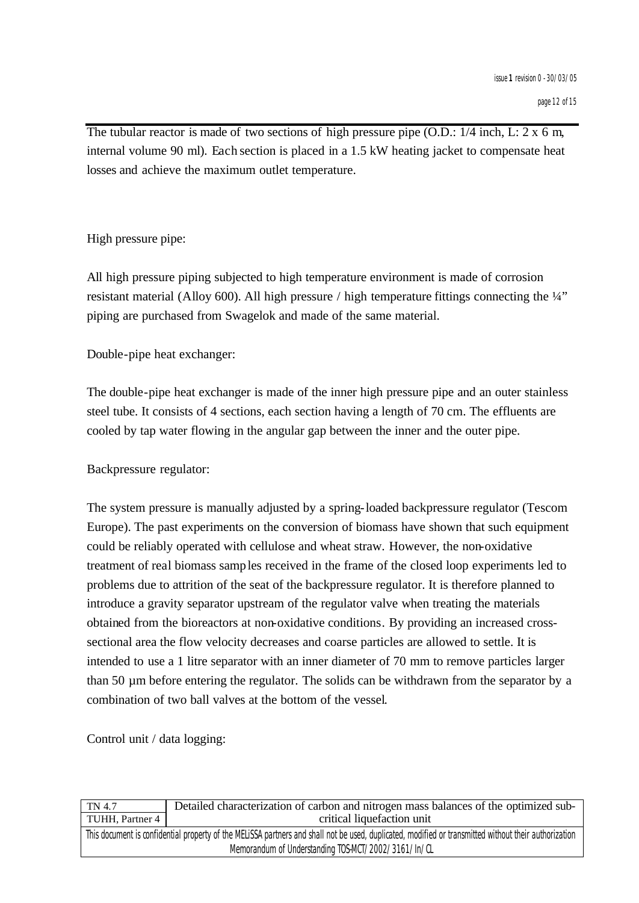The tubular reactor is made of two sections of high pressure pipe (O.D.: 1/4 inch, L: 2 x 6 m, internal volume 90 ml). Each section is placed in a 1.5 kW heating jacket to compensate heat losses and achieve the maximum outlet temperature.

High pressure pipe:

All high pressure piping subjected to high temperature environment is made of corrosion resistant material (Alloy 600). All high pressure / high temperature fittings connecting the ¼" piping are purchased from Swagelok and made of the same material.

Double-pipe heat exchanger:

The double-pipe heat exchanger is made of the inner high pressure pipe and an outer stainless steel tube. It consists of 4 sections, each section having a length of 70 cm. The effluents are cooled by tap water flowing in the angular gap between the inner and the outer pipe.

Backpressure regulator:

The system pressure is manually adjusted by a spring-loaded backpressure regulator (Tescom Europe). The past experiments on the conversion of biomass have shown that such equipment could be reliably operated with cellulose and wheat straw. However, the non-oxidative treatment of real biomass samples received in the frame of the closed loop experiments led to problems due to attrition of the seat of the backpressure regulator. It is therefore planned to introduce a gravity separator upstream of the regulator valve when treating the materials obtained from the bioreactors at non-oxidative conditions. By providing an increased cross-sectional area the flow velocity decreases and coarse particles are allowed to settle. It is intended to use a 1 litre separator with an inner diameter of 70 mm to remove particles larger than 50 µm before entering the regulator. The solids can be withdrawn from the separator by a combination of two ball valves at the bottom of the vessel.

Control unit / data logging: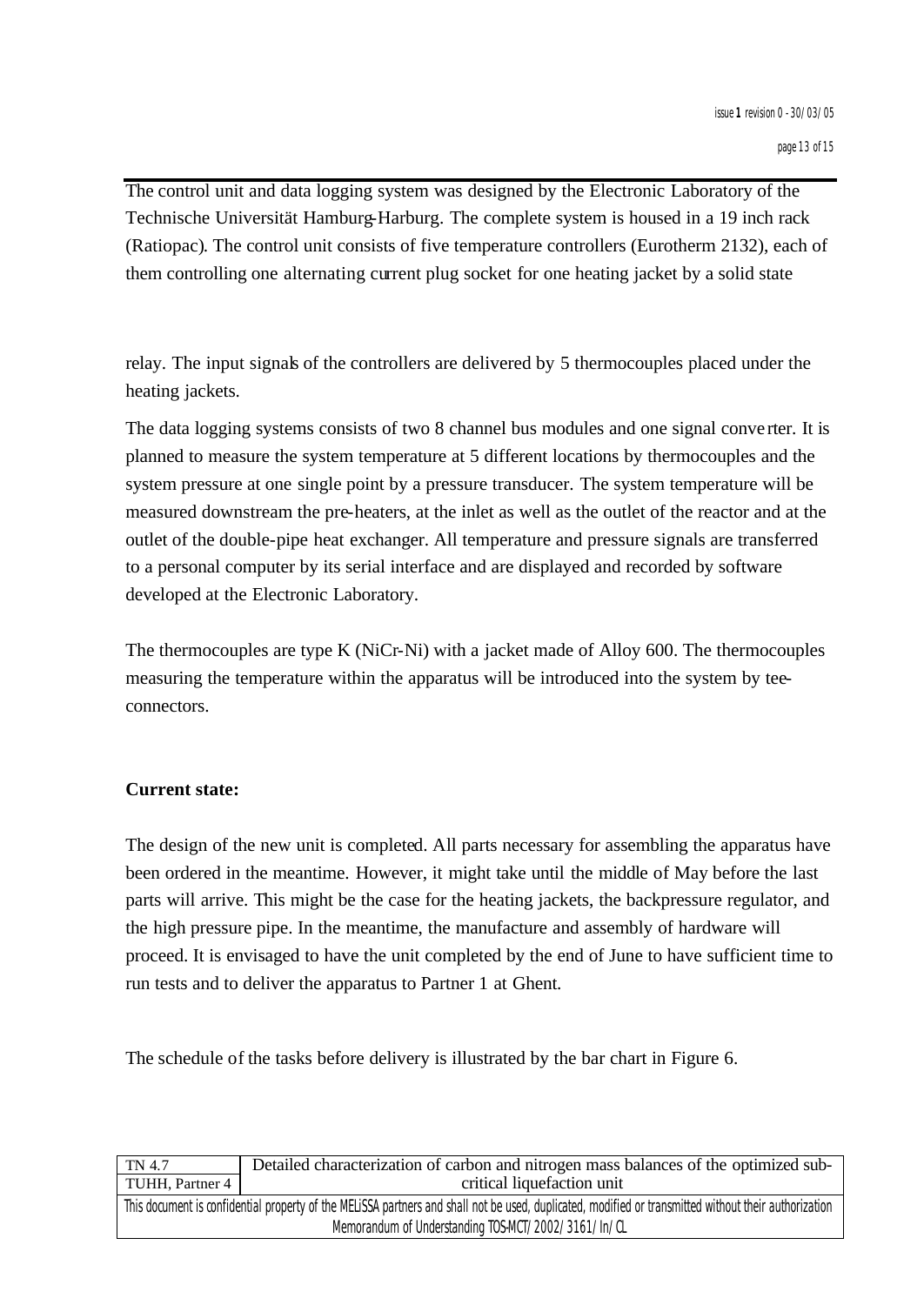The control unit and data logging system was designed by the Electronic Laboratory of the Technische Universität Hamburg-Harburg. The complete system is housed in a 19 inch rack (Ratiopac). The control unit consists of five temperature controllers (Eurotherm 2132), each of them controlling one alternating current plug socket for one heating jacket by a solid state relay. The input signals of the controllers are delivered by 5 thermocouples placed under the heating jackets.

The data logging systems consists of two 8 channel bus modules and one signal converter. It is planned to measure the system temperature at 5 different locations by thermocouples and the system pressure at one single point by a pressure transducer. The system temperature will be measured downstream the pre-heaters, at the inlet as well as the outlet of the reactor and at the outlet of the double-pipe heat exchanger. All temperature and pressure signals are transferred to a personal computer by its serial interface and are displayed and recorded by software developed at the Electronic Laboratory.

The thermocouples are type K (NiCr-Ni) with a jacket made of Alloy 600. The thermocouples measuring the temperature within the apparatus will be introduced into the system by tee-connectors.

**Current state:**

The design of the new unit is completed. All parts necessary for assembling the apparatus have been ordered in the meantime. However, it might take until the middle of May before the last parts will arrive. This might be the case for the heating jackets, the backpressure regulator, and the high pressure pipe. In the meantime, the manufacture and assembly of hardware will proceed. It is envisaged to have the unit completed by the end of June to have sufficient time to run tests and to deliver the apparatus to Partner 1 at Ghent.

The schedule of the tasks before delivery is illustrated by the bar chart in Figure 6.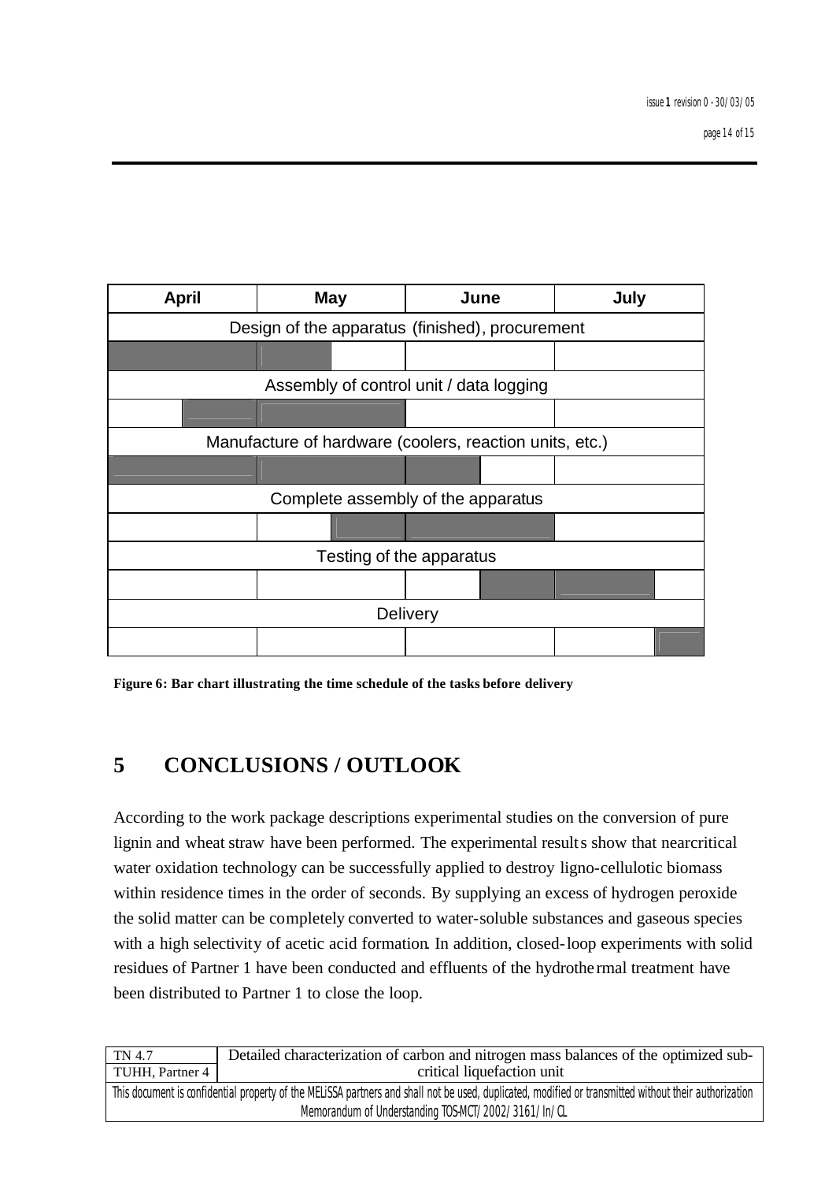| April | | May | | June | | July | |
|---|---|---|---|---|---|---|---|
| Design of the apparatus (finished), procurement | | | | | | | |
| ■ | ■ | ■ | | | | | |
| Assembly of control unit / data logging | | | | | | | |
| | ■ | ■ | ■ | | | | |
| Manufacture of hardware (coolers, reaction units, etc.) | | | | | | | |
| ■ | ■ | ■ | ■ | ■ | | | |
| Complete assembly of the apparatus | | | | | | | |
| | | | ■ | ■ | ■ | | |
| Testing of the apparatus | | | | | | | |
| | | | | | ■ | ■ | |
| Delivery | | | | | | | |
| | | | | | | | ■ |

**Figure 6: Bar chart illustrating the time schedule of the tasks before delivery**

# 5 CONCLUSIONS / OUTLOOK

According to the work package descriptions experimental studies on the conversion of pure lignin and wheat straw have been performed. The experimental results show that nearcritical water oxidation technology can be successfully applied to destroy ligno-cellulotic biomass within residence times in the order of seconds. By supplying an excess of hydrogen peroxide the solid matter can be completely converted to water-soluble substances and gaseous species with a high selectivity of acetic acid formation. In addition, closed-loop experiments with solid residues of Partner 1 have been conducted and effluents of the hydrothermal treatment have been distributed to Partner 1 to close the loop.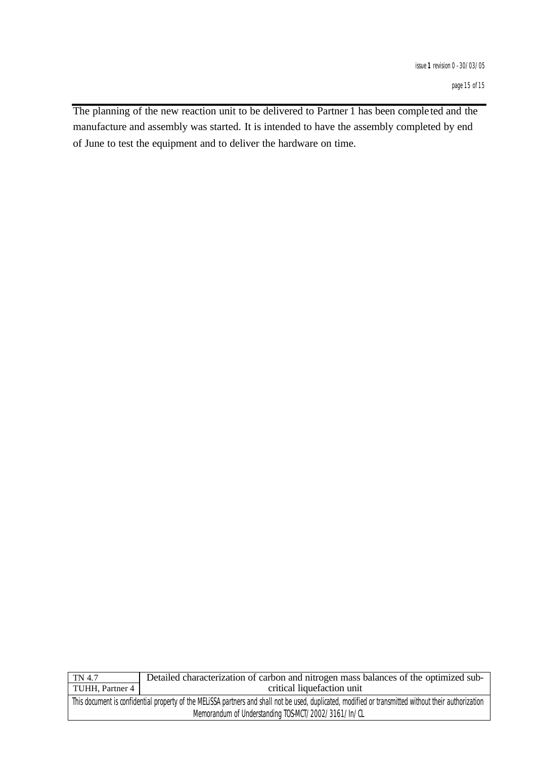The planning of the new reaction unit to be delivered to Partner 1 has been completed and the manufacture and assembly was started. It is intended to have the assembly completed by end of June to test the equipment and to deliver the hardware on time.